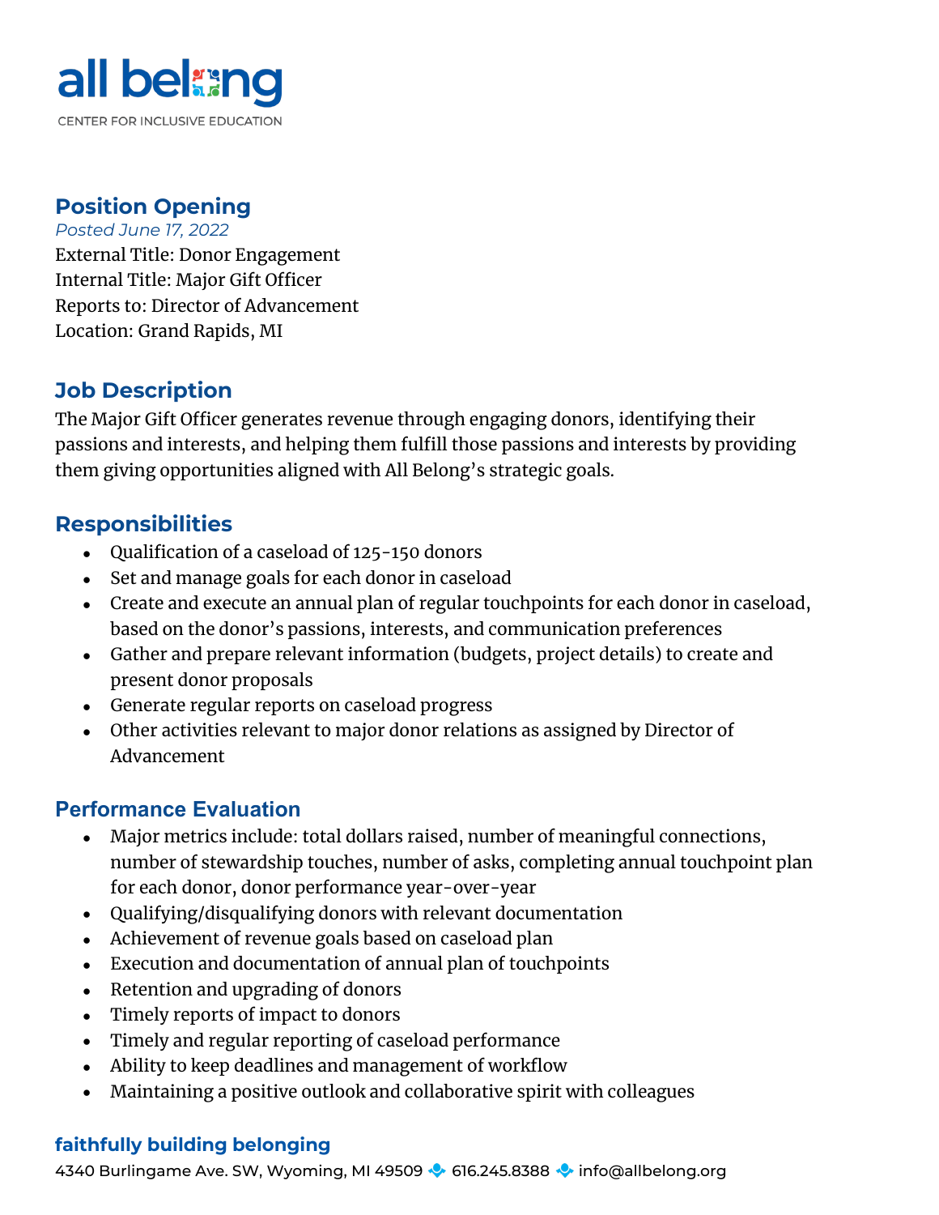all belong

CENTER FOR INCLUSIVE EDUCATION

## Position Opening

*Posted June 17, 2022*

External Title: Donor Engagement
Internal Title: Major Gift Officer
Reports to: Director of Advancement
Location: Grand Rapids, MI

## Job Description

The Major Gift Officer generates revenue through engaging donors, identifying their passions and interests, and helping them fulfill those passions and interests by providing them giving opportunities aligned with All Belong's strategic goals.

## Responsibilities

- Qualification of a caseload of 125-150 donors
- Set and manage goals for each donor in caseload
- Create and execute an annual plan of regular touchpoints for each donor in caseload, based on the donor's passions, interests, and communication preferences
- Gather and prepare relevant information (budgets, project details) to create and present donor proposals
- Generate regular reports on caseload progress
- Other activities relevant to major donor relations as assigned by Director of Advancement

## Performance Evaluation

- Major metrics include: total dollars raised, number of meaningful connections, number of stewardship touches, number of asks, completing annual touchpoint plan for each donor, donor performance year-over-year
- Qualifying/disqualifying donors with relevant documentation
- Achievement of revenue goals based on caseload plan
- Execution and documentation of annual plan of touchpoints
- Retention and upgrading of donors
- Timely reports of impact to donors
- Timely and regular reporting of caseload performance
- Ability to keep deadlines and management of workflow
- Maintaining a positive outlook and collaborative spirit with colleagues

**faithfully building belonging**

4340 Burlingame Ave. SW, Wyoming, MI 49509 · 616.245.8388 · info@allbelong.org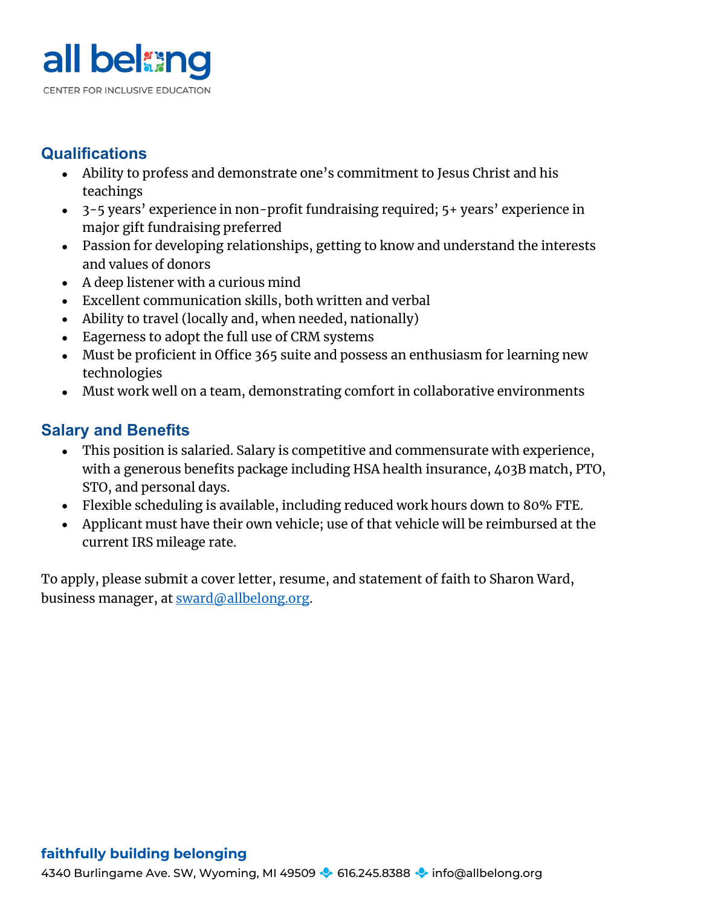## Qualifications

- Ability to profess and demonstrate one's commitment to Jesus Christ and his teachings
- 3-5 years' experience in non-profit fundraising required; 5+ years' experience in major gift fundraising preferred
- Passion for developing relationships, getting to know and understand the interests and values of donors
- A deep listener with a curious mind
- Excellent communication skills, both written and verbal
- Ability to travel (locally and, when needed, nationally)
- Eagerness to adopt the full use of CRM systems
- Must be proficient in Office 365 suite and possess an enthusiasm for learning new technologies
- Must work well on a team, demonstrating comfort in collaborative environments

## Salary and Benefits

- This position is salaried. Salary is competitive and commensurate with experience, with a generous benefits package including HSA health insurance, 403B match, PTO, STO, and personal days.
- Flexible scheduling is available, including reduced work hours down to 80% FTE.
- Applicant must have their own vehicle; use of that vehicle will be reimbursed at the current IRS mileage rate.

To apply, please submit a cover letter, resume, and statement of faith to Sharon Ward, business manager, at sward@allbelong.org.